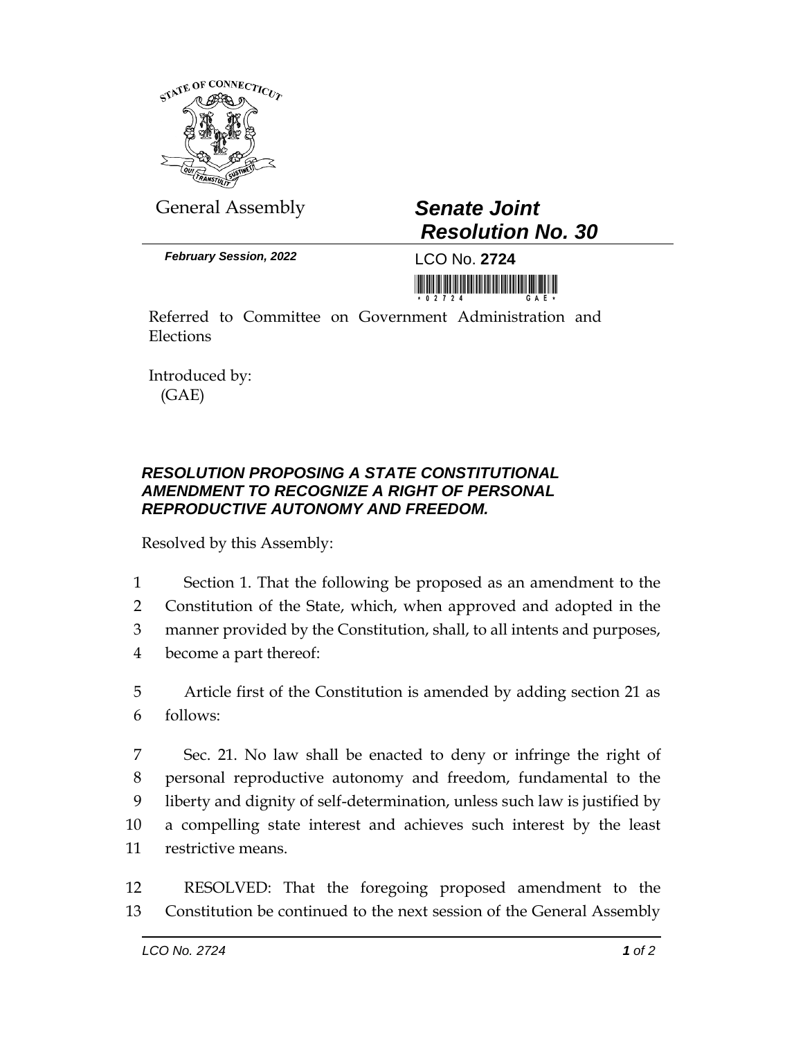General Assembly

# *Senate Joint Resolution No. 30*

***February Session, 2022***

LCO No. **2724**

Referred to Committee on Government Administration and Elections

Introduced by:
(GAE)

### *RESOLUTION PROPOSING A STATE CONSTITUTIONAL AMENDMENT TO RECOGNIZE A RIGHT OF PERSONAL REPRODUCTIVE AUTONOMY AND FREEDOM.*

Resolved by this Assembly:

1 Section 1. That the following be proposed as an amendment to the
2 Constitution of the State, which, when approved and adopted in the
3 manner provided by the Constitution, shall, to all intents and purposes,
4 become a part thereof:

5 Article first of the Constitution is amended by adding section 21 as
6 follows:

7 Sec. 21. No law shall be enacted to deny or infringe the right of
8 personal reproductive autonomy and freedom, fundamental to the
9 liberty and dignity of self-determination, unless such law is justified by
10 a compelling state interest and achieves such interest by the least
11 restrictive means.

12 RESOLVED: That the foregoing proposed amendment to the
13 Constitution be continued to the next session of the General Assembly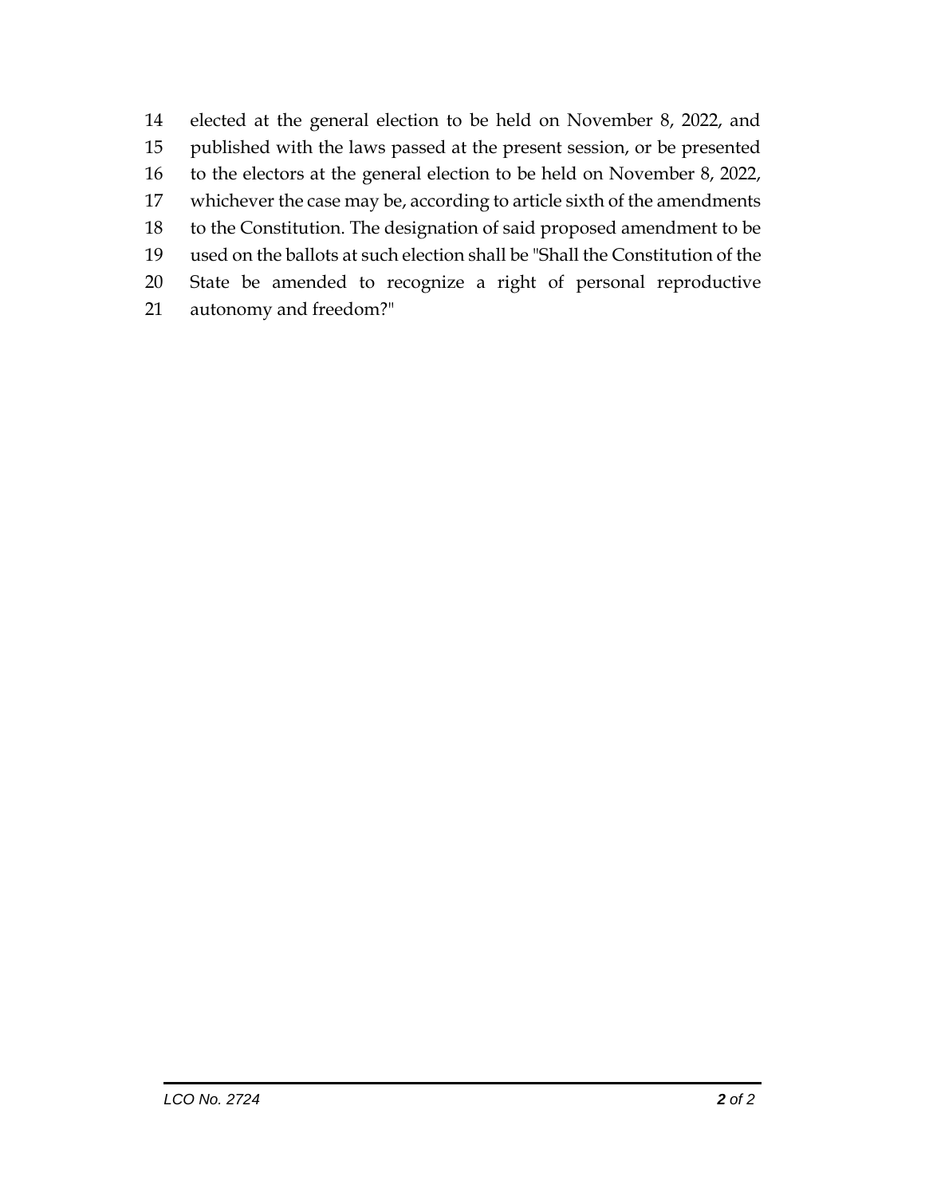14 elected at the general election to be held on November 8, 2022, and
15 published with the laws passed at the present session, or be presented
16 to the electors at the general election to be held on November 8, 2022,
17 whichever the case may be, according to article sixth of the amendments
18 to the Constitution. The designation of said proposed amendment to be
19 used on the ballots at such election shall be "Shall the Constitution of the
20 State be amended to recognize a right of personal reproductive
21 autonomy and freedom?"